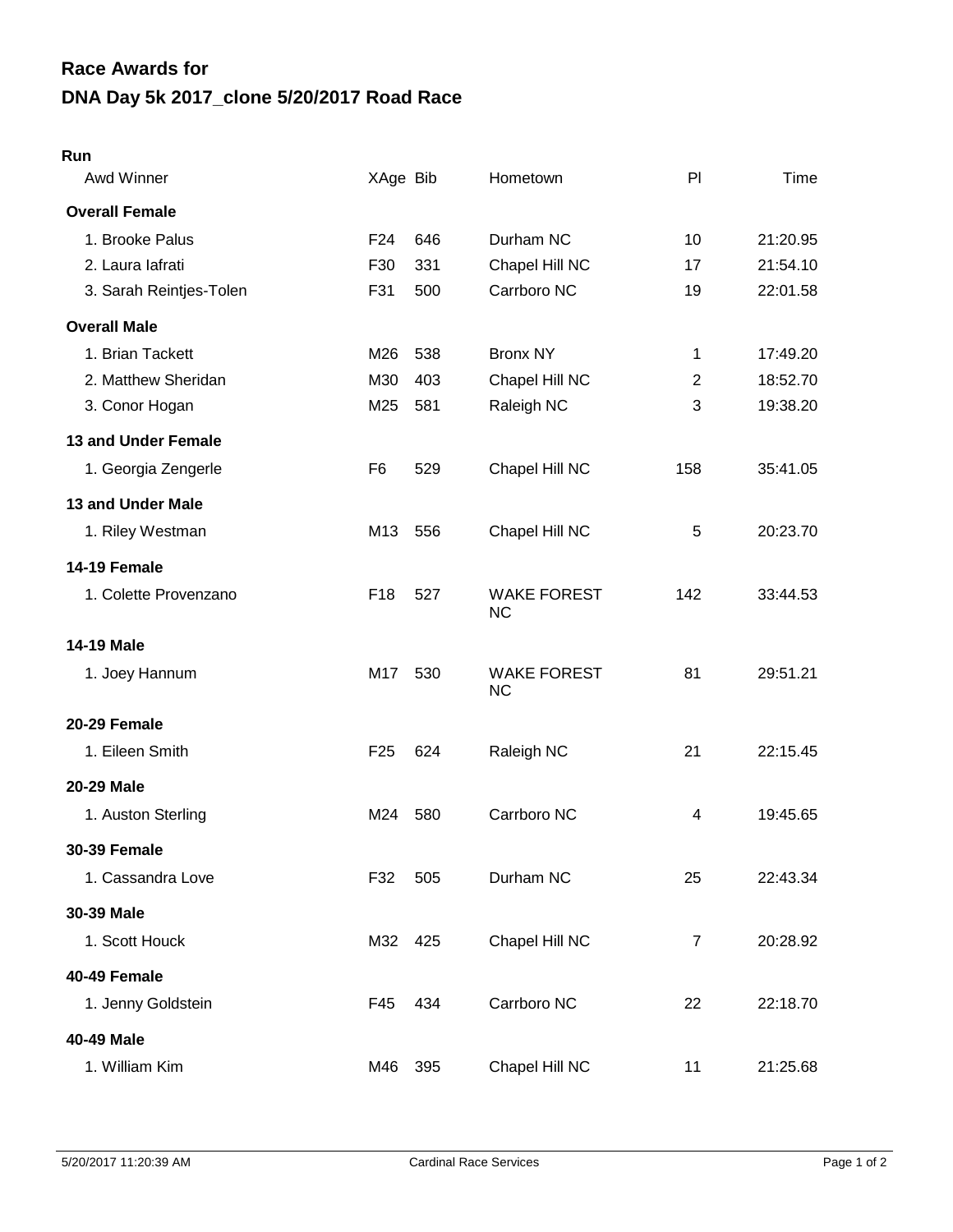# Race Awards for

# DNA Day 5k 2017_clone 5/20/2017 Road Race

## Run

| Awd Winner | XAge | Bib | Hometown | Pl | Time |
|---|---|---|---|---|---|
| **Overall Female** | | | | | |
| 1. Brooke Palus | F24 | 646 | Durham NC | 10 | 21:20.95 |
| 2. Laura Iafrati | F30 | 331 | Chapel Hill NC | 17 | 21:54.10 |
| 3. Sarah Reintjes-Tolen | F31 | 500 | Carrboro NC | 19 | 22:01.58 |
| **Overall Male** | | | | | |
| 1. Brian Tackett | M26 | 538 | Bronx NY | 1 | 17:49.20 |
| 2. Matthew Sheridan | M30 | 403 | Chapel Hill NC | 2 | 18:52.70 |
| 3. Conor Hogan | M25 | 581 | Raleigh NC | 3 | 19:38.20 |
| **13 and Under Female** | | | | | |
| 1. Georgia Zengerle | F6 | 529 | Chapel Hill NC | 158 | 35:41.05 |
| **13 and Under Male** | | | | | |
| 1. Riley Westman | M13 | 556 | Chapel Hill NC | 5 | 20:23.70 |
| **14-19 Female** | | | | | |
| 1. Colette Provenzano | F18 | 527 | WAKE FOREST NC | 142 | 33:44.53 |
| **14-19 Male** | | | | | |
| 1. Joey Hannum | M17 | 530 | WAKE FOREST NC | 81 | 29:51.21 |
| **20-29 Female** | | | | | |
| 1. Eileen Smith | F25 | 624 | Raleigh NC | 21 | 22:15.45 |
| **20-29 Male** | | | | | |
| 1. Auston Sterling | M24 | 580 | Carrboro NC | 4 | 19:45.65 |
| **30-39 Female** | | | | | |
| 1. Cassandra Love | F32 | 505 | Durham NC | 25 | 22:43.34 |
| **30-39 Male** | | | | | |
| 1. Scott Houck | M32 | 425 | Chapel Hill NC | 7 | 20:28.92 |
| **40-49 Female** | | | | | |
| 1. Jenny Goldstein | F45 | 434 | Carrboro NC | 22 | 22:18.70 |
| **40-49 Male** | | | | | |
| 1. William Kim | M46 | 395 | Chapel Hill NC | 11 | 21:25.68 |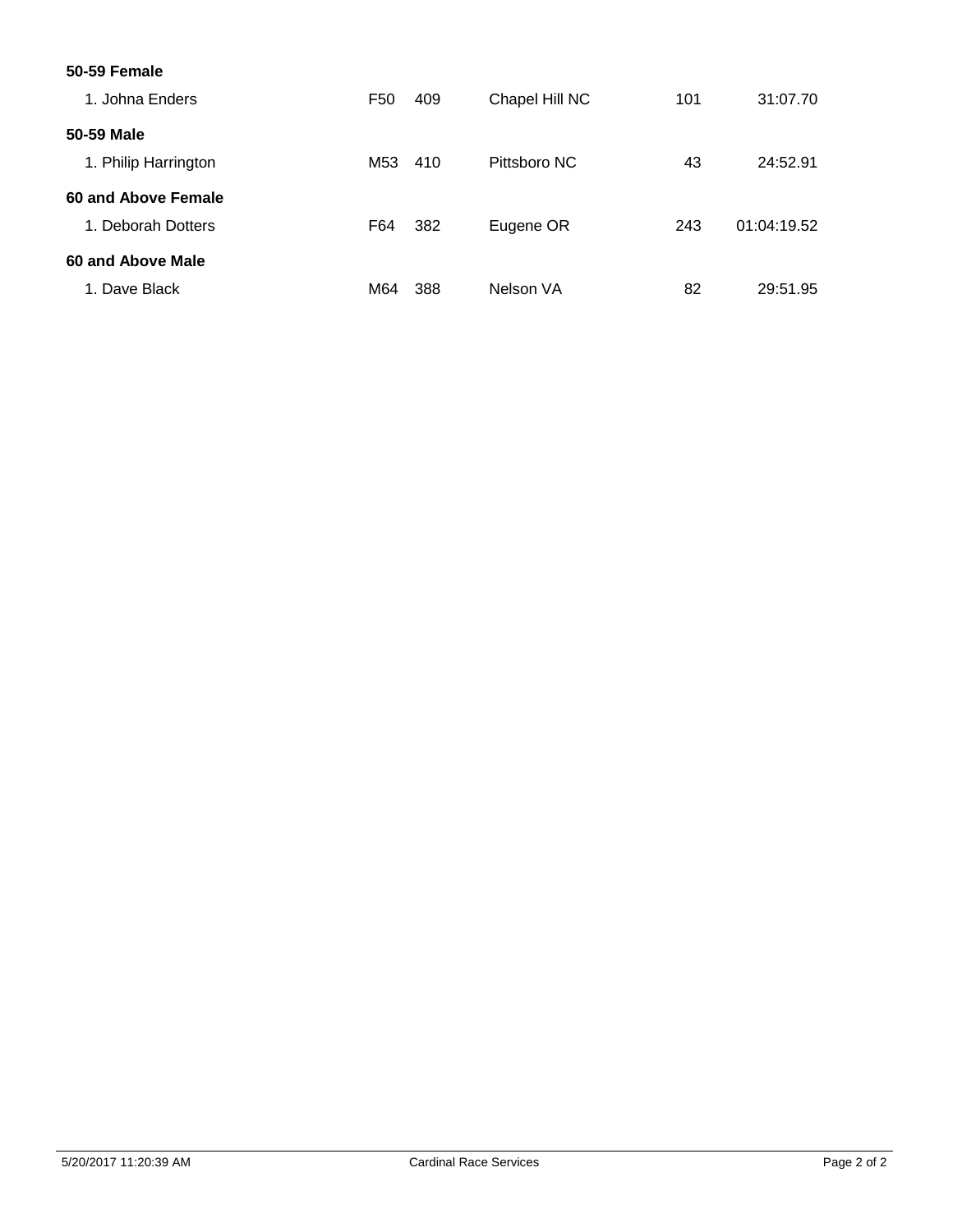**50-59 Female**

| | | | | | |
|---|---|---|---|---|---|
| 1. Johna Enders | F50 | 409 | Chapel Hill NC | 101 | 31:07.70 |

**50-59 Male**

| | | | | | |
|---|---|---|---|---|---|
| 1. Philip Harrington | M53 | 410 | Pittsboro NC | 43 | 24:52.91 |

**60 and Above Female**

| | | | | | |
|---|---|---|---|---|---|
| 1. Deborah Dotters | F64 | 382 | Eugene OR | 243 | 01:04:19.52 |

**60 and Above Male**

| | | | | | |
|---|---|---|---|---|---|
| 1. Dave Black | M64 | 388 | Nelson VA | 82 | 29:51.95 |